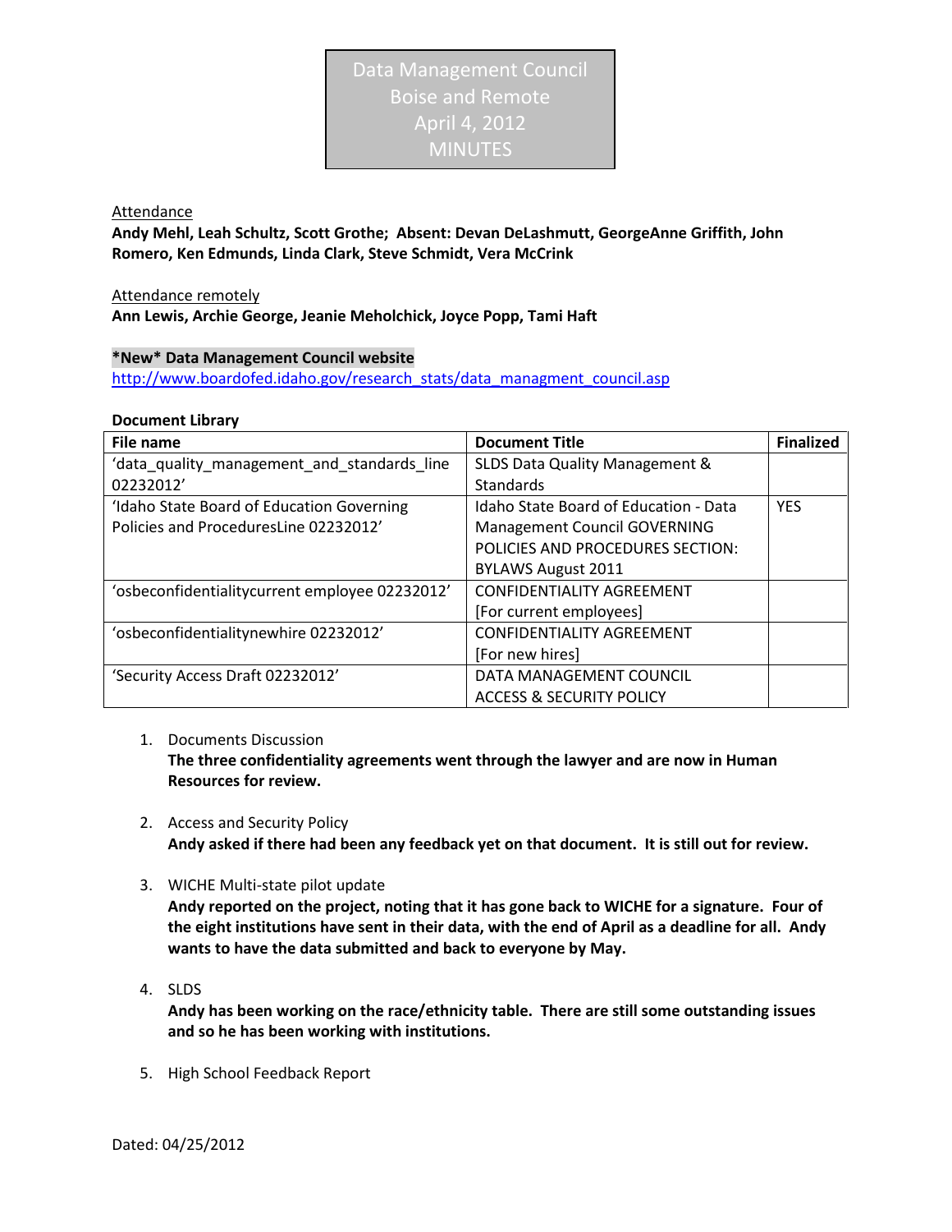# Data Management Council
## Boise and Remote
## April 4, 2012
## MINUTES

Attendance

**Andy Mehl, Leah Schultz, Scott Grothe; Absent: Devan DeLashmutt, GeorgeAnne Griffith, John Romero, Ken Edmunds, Linda Clark, Steve Schmidt, Vera McCrink**

Attendance remotely

**Ann Lewis, Archie George, Jeanie Meholchick, Joyce Popp, Tami Haft**

**\*New\* Data Management Council website**

http://www.boardofed.idaho.gov/research_stats/data_managment_council.asp

**Document Library**

| File name | Document Title | Finalized |
|---|---|---|
| 'data_quality_management_and_standards_line 02232012' | SLDS Data Quality Management & Standards | |
| 'Idaho State Board of Education Governing Policies and ProceduresLine 02232012' | Idaho State Board of Education - Data Management Council GOVERNING POLICIES AND PROCEDURES SECTION: BYLAWS August 2011 | YES |
| 'osbeconfidentialitycurrent employee 02232012' | CONFIDENTIALITY AGREEMENT [For current employees] | |
| 'osbeconfidentialitynewhire 02232012' | CONFIDENTIALITY AGREEMENT [For new hires] | |
| 'Security Access Draft 02232012' | DATA MANAGEMENT COUNCIL ACCESS & SECURITY POLICY | |

1. Documents Discussion
   **The three confidentiality agreements went through the lawyer and are now in Human Resources for review.**

2. Access and Security Policy
   **Andy asked if there had been any feedback yet on that document. It is still out for review.**

3. WICHE Multi-state pilot update
   **Andy reported on the project, noting that it has gone back to WICHE for a signature. Four of the eight institutions have sent in their data, with the end of April as a deadline for all. Andy wants to have the data submitted and back to everyone by May.**

4. SLDS
   **Andy has been working on the race/ethnicity table. There are still some outstanding issues and so he has been working with institutions.**

5. High School Feedback Report

Dated: 04/25/2012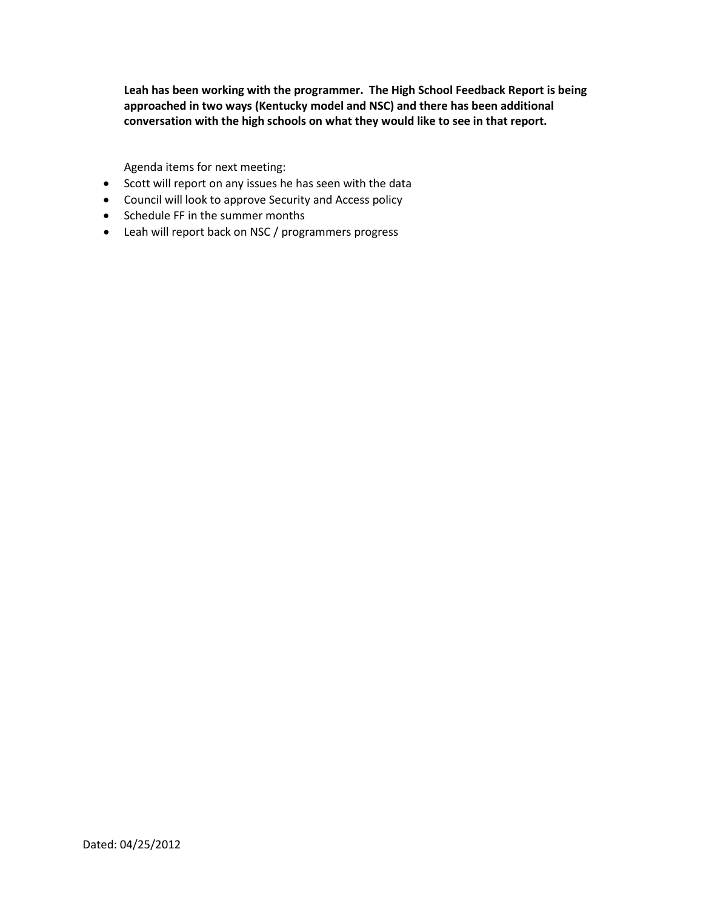**Leah has been working with the programmer. The High School Feedback Report is being approached in two ways (Kentucky model and NSC) and there has been additional conversation with the high schools on what they would like to see in that report.**

Agenda items for next meeting:

- Scott will report on any issues he has seen with the data
- Council will look to approve Security and Access policy
- Schedule FF in the summer months
- Leah will report back on NSC / programmers progress

Dated: 04/25/2012